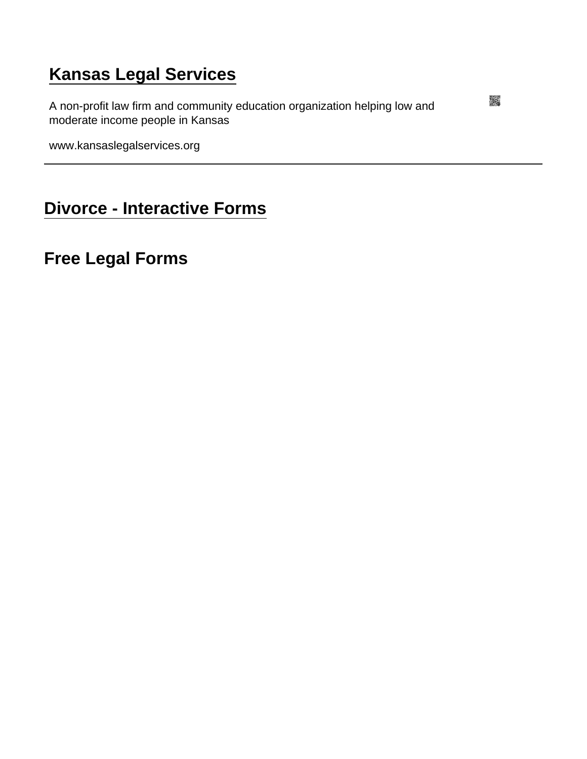# Kansas Legal Services

A non-profit law firm and community education organization helping low and moderate income people in Kansas

www.kansaslegalservices.org

---

## Divorce - Interactive Forms

## Free Legal Forms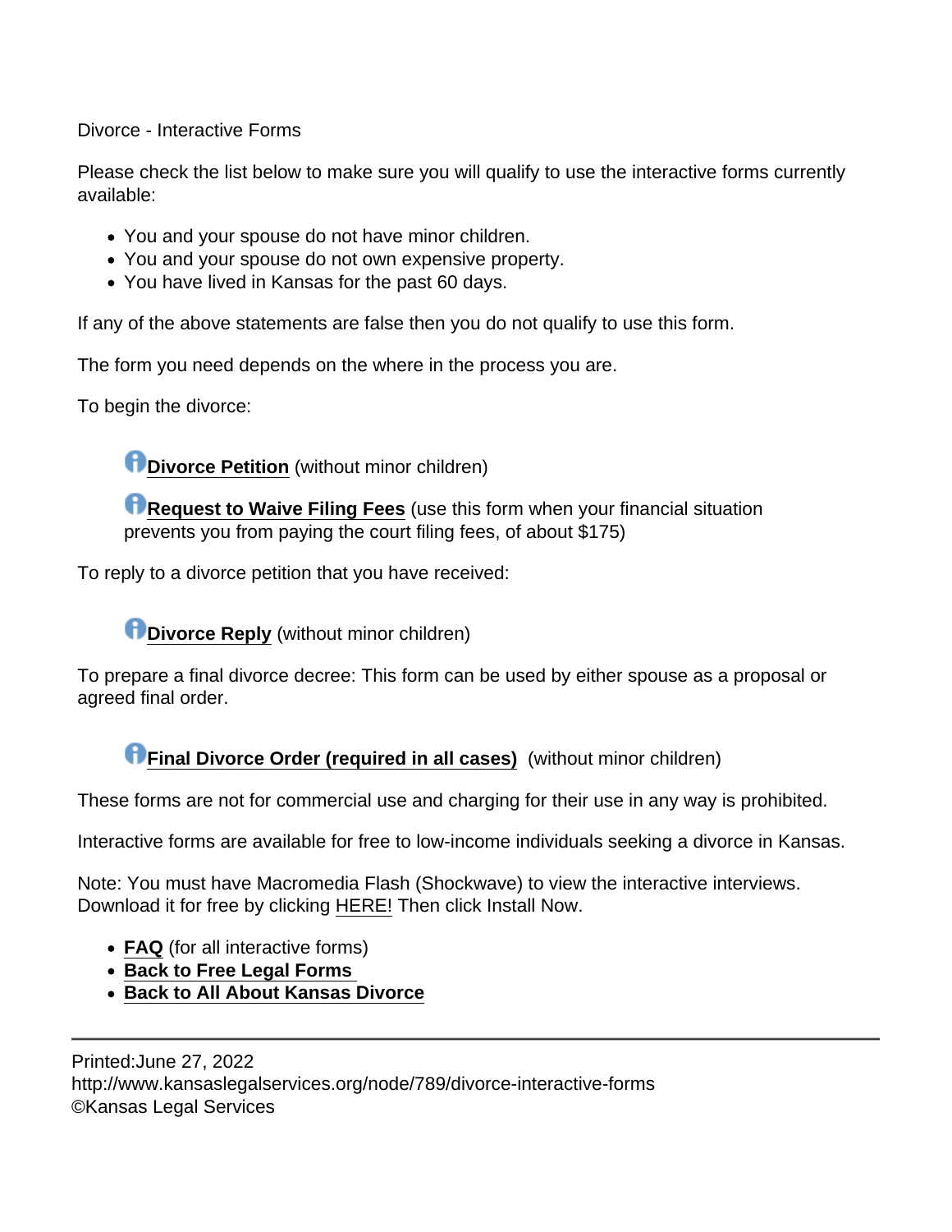Divorce - Interactive Forms

Please check the list below to make sure you will qualify to use the interactive forms currently available:

- You and your spouse do not have minor children.
- You and your spouse do not own expensive property.
- You have lived in Kansas for the past 60 days.

If any of the above statements are false then you do not qualify to use this form.

The form you need depends on the where in the process you are.

To begin the divorce:

**Divorce Petition** (without minor children)

**Request to Waive Filing Fees** (use this form when your financial situation prevents you from paying the court filing fees, of about $175)

To reply to a divorce petition that you have received:

**Divorce Reply** (without minor children)

To prepare a final divorce decree: This form can be used by either spouse as a proposal or agreed final order.

**Final Divorce Order (required in all cases)** (without minor children)

These forms are not for commercial use and charging for their use in any way is prohibited.

Interactive forms are available for free to low-income individuals seeking a divorce in Kansas.

Note: You must have Macromedia Flash (Shockwave) to view the interactive interviews. Download it for free by clicking HERE! Then click Install Now.

- **FAQ** (for all interactive forms)
- **Back to Free Legal Forms**
- **Back to All About Kansas Divorce**

---

Printed:June 27, 2022
http://www.kansaslegalservices.org/node/789/divorce-interactive-forms
©Kansas Legal Services